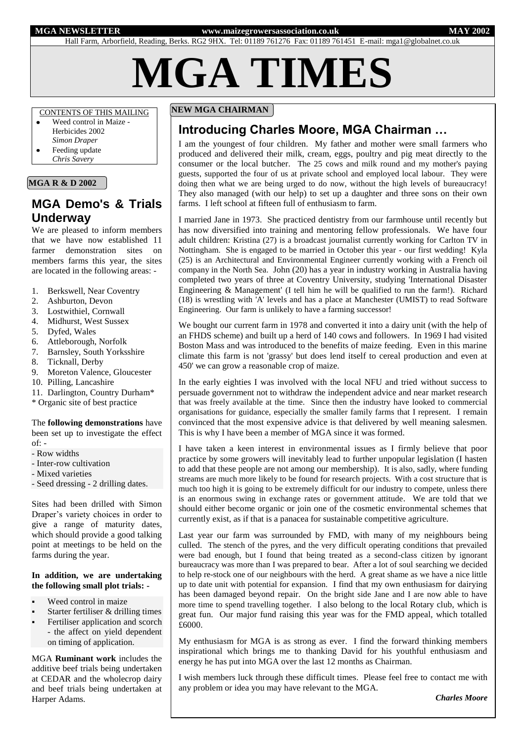MGA NEWSLETTER www.maizegrowersassociation.co.uk MAY 2002

Hall Farm, Arborfield, Reading, Berks. RG2 9HX. Tel: 01189 761276 Fax: 01189 761451 E-mail: mga1@globalnet.co.uk

# MGA TIMES

CONTENTS OF THIS MAILING

- Weed control in Maize - Herbicides 2002 *Simon Draper*
- Feeding update *Chris Savery*

**MGA R & D 2002**

## MGA Demo's & Trials Underway

We are pleased to inform members that we have now established 11 farmer demonstration sites on members farms this year, the sites are located in the following areas: -

1. Berkswell, Near Coventry
2. Ashburton, Devon
3. Lostwithiel, Cornwall
4. Midhurst, West Sussex
5. Dyfed, Wales
6. Attleborough, Norfolk
7. Barnsley, South Yorksshire
8. Ticknall, Derby
9. Moreton Valence, Gloucester
10. Pilling, Lancashire
11. Darlington, Country Durham*

\* Organic site of best practice

The **following demonstrations** have been set up to investigate the effect of: -

- Row widths
- Inter-row cultivation
- Mixed varieties
- Seed dressing - 2 drilling dates.

Sites had been drilled with Simon Draper's variety choices in order to give a range of maturity dates, which should provide a good talking point at meetings to be held on the farms during the year.

**In addition, we are undertaking the following small plot trials: -**

- Weed control in maize
- Starter fertiliser & drilling times
- Fertiliser application and scorch - the affect on yield dependent on timing of application.

MGA **Ruminant work** includes the additive beef trials being undertaken at CEDAR and the wholecrop dairy and beef trials being undertaken at Harper Adams.

**NEW MGA CHAIRMAN**

## Introducing Charles Moore, MGA Chairman …

I am the youngest of four children. My father and mother were small farmers who produced and delivered their milk, cream, eggs, poultry and pig meat directly to the consumer or the local butcher. The 25 cows and milk round and my mother's paying guests, supported the four of us at private school and employed local labour. They were doing then what we are being urged to do now, without the high levels of bureaucracy! They also managed (with our help) to set up a daughter and three sons on their own farms. I left school at fifteen full of enthusiasm to farm.

I married Jane in 1973. She practiced dentistry from our farmhouse until recently but has now diversified into training and mentoring fellow professionals. We have four adult children: Kristina (27) is a broadcast journalist currently working for Carlton TV in Nottingham. She is engaged to be married in October this year - our first wedding! Kyla (25) is an Architectural and Environmental Engineer currently working with a French oil company in the North Sea. John (20) has a year in industry working in Australia having completed two years of three at Coventry University, studying 'International Disaster Engineering & Management' (I tell him he will be qualified to run the farm!). Richard (18) is wrestling with 'A' levels and has a place at Manchester (UMIST) to read Software Engineering. Our farm is unlikely to have a farming successor!

We bought our current farm in 1978 and converted it into a dairy unit (with the help of an FHDS scheme) and built up a herd of 140 cows and followers. In 1969 I had visited Boston Mass and was introduced to the benefits of maize feeding. Even in this marine climate this farm is not 'grassy' but does lend itself to cereal production and even at 450' we can grow a reasonable crop of maize.

In the early eighties I was involved with the local NFU and tried without success to persuade government not to withdraw the independent advice and near market research that was freely available at the time. Since then the industry have looked to commercial organisations for guidance, especially the smaller family farms that I represent. I remain convinced that the most expensive advice is that delivered by well meaning salesmen. This is why I have been a member of MGA since it was formed.

I have taken a keen interest in environmental issues as I firmly believe that poor practice by some growers will inevitably lead to further unpopular legislation (I hasten to add that these people are not among our membership). It is also, sadly, where funding streams are much more likely to be found for research projects. With a cost structure that is much too high it is going to be extremely difficult for our industry to compete, unless there is an enormous swing in exchange rates or government attitude. We are told that we should either become organic or join one of the cosmetic environmental schemes that currently exist, as if that is a panacea for sustainable competitive agriculture.

Last year our farm was surrounded by FMD, with many of my neighbours being culled. The stench of the pyres, and the very difficult operating conditions that prevailed were bad enough, but I found that being treated as a second-class citizen by ignorant bureaucracy was more than I was prepared to bear. After a lot of soul searching we decided to help re-stock one of our neighbours with the herd. A great shame as we have a nice little up to date unit with potential for expansion. I find that my own enthusiasm for dairying has been damaged beyond repair. On the bright side Jane and I are now able to have more time to spend travelling together. I also belong to the local Rotary club, which is great fun. Our major fund raising this year was for the FMD appeal, which totalled £6000.

My enthusiasm for MGA is as strong as ever. I find the forward thinking members inspirational which brings me to thanking David for his youthful enthusiasm and energy he has put into MGA over the last 12 months as Chairman.

I wish members luck through these difficult times. Please feel free to contact me with any problem or idea you may have relevant to the MGA.

***Charles Moore***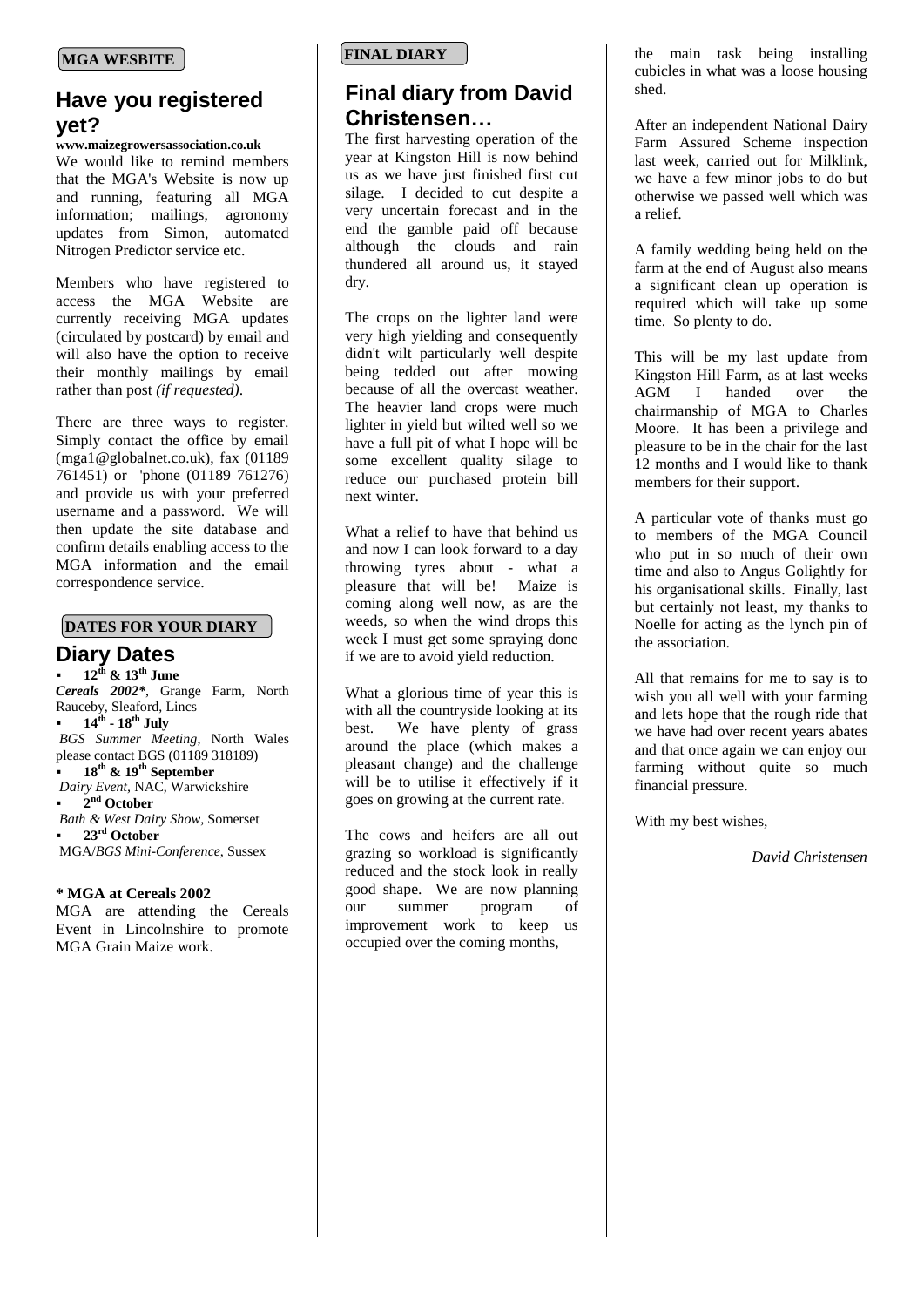**MGA WESBITE**

## Have you registered yet?

**www.maizegrowersassociation.co.uk**

We would like to remind members that the MGA's Website is now up and running, featuring all MGA information; mailings, agronomy updates from Simon, automated Nitrogen Predictor service etc.

Members who have registered to access the MGA Website are currently receiving MGA updates (circulated by postcard) by email and will also have the option to receive their monthly mailings by email rather than post *(if requested)*.

There are three ways to register. Simply contact the office by email (mga1@globalnet.co.uk), fax (01189 761451) or 'phone (01189 761276) and provide us with your preferred username and a password. We will then update the site database and confirm details enabling access to the MGA information and the email correspondence service.

**DATES FOR YOUR DIARY**

## Diary Dates

- **12th & 13th June**
*Cereals 2002\**, Grange Farm, North Rauceby, Sleaford, Lincs
- **14th - 18th July**
*BGS Summer Meeting*, North Wales please contact BGS (01189 318189)
- **18th & 19th September**
*Dairy Event*, NAC, Warwickshire
- **2nd October**
*Bath & West Dairy Show*, Somerset
- **23rd October**
MGA/*BGS Mini-Conference*, Sussex

**\* MGA at Cereals 2002**

MGA are attending the Cereals Event in Lincolnshire to promote MGA Grain Maize work.

**FINAL DIARY**

## Final diary from David Christensen…

The first harvesting operation of the year at Kingston Hill is now behind us as we have just finished first cut silage. I decided to cut despite a very uncertain forecast and in the end the gamble paid off because although the clouds and rain thundered all around us, it stayed dry.

The crops on the lighter land were very high yielding and consequently didn't wilt particularly well despite being tedded out after mowing because of all the overcast weather. The heavier land crops were much lighter in yield but wilted well so we have a full pit of what I hope will be some excellent quality silage to reduce our purchased protein bill next winter.

What a relief to have that behind us and now I can look forward to a day throwing tyres about - what a pleasure that will be! Maize is coming along well now, as are the weeds, so when the wind drops this week I must get some spraying done if we are to avoid yield reduction.

What a glorious time of year this is with all the countryside looking at its best. We have plenty of grass around the place (which makes a pleasant change) and the challenge will be to utilise it effectively if it goes on growing at the current rate.

The cows and heifers are all out grazing so workload is significantly reduced and the stock look in really good shape. We are now planning our summer program of improvement work to keep us occupied over the coming months, the main task being installing cubicles in what was a loose housing shed.

After an independent National Dairy Farm Assured Scheme inspection last week, carried out for Milklink, we have a few minor jobs to do but otherwise we passed well which was a relief.

A family wedding being held on the farm at the end of August also means a significant clean up operation is required which will take up some time. So plenty to do.

This will be my last update from Kingston Hill Farm, as at last weeks AGM I handed over the chairmanship of MGA to Charles Moore. It has been a privilege and pleasure to be in the chair for the last 12 months and I would like to thank members for their support.

A particular vote of thanks must go to members of the MGA Council who put in so much of their own time and also to Angus Golightly for his organisational skills. Finally, last but certainly not least, my thanks to Noelle for acting as the lynch pin of the association.

All that remains for me to say is to wish you all well with your farming and lets hope that the rough ride that we have had over recent years abates and that once again we can enjoy our farming without quite so much financial pressure.

With my best wishes,

*David Christensen*